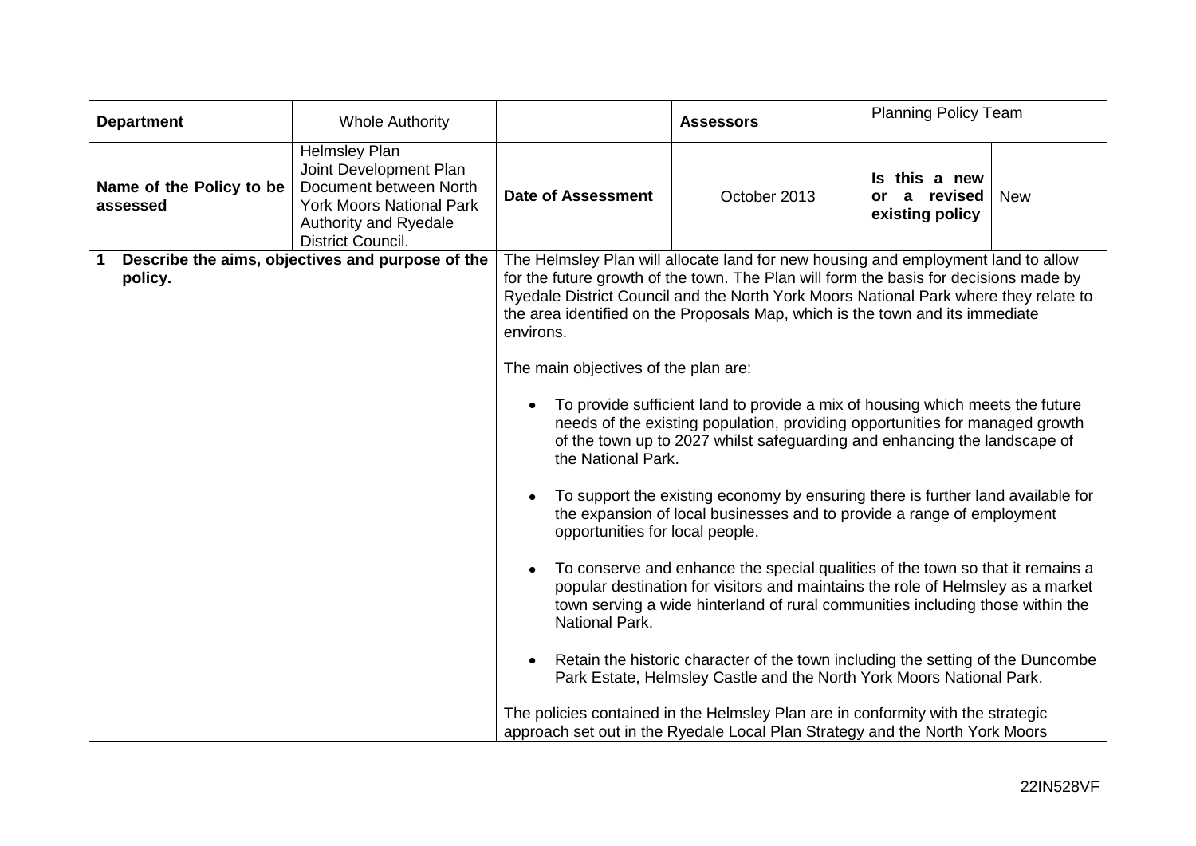| **Department** | Whole Authority | | **Assessors** | Planning Policy Team | |
|---|---|---|---|---|---|
| **Name of the Policy to be assessed** | Helmsley Plan Joint Development Plan Document between North York Moors National Park Authority and Ryedale District Council. | **Date of Assessment** | October 2013 | **Is this a new or a revised existing policy** | New |
| **1 Describe the aims, objectives and purpose of the policy.** | | The Helmsley Plan will allocate land for new housing and employment land to allow for the future growth of the town. The Plan will form the basis for decisions made by Ryedale District Council and the North York Moors National Park where they relate to the area identified on the Proposals Map, which is the town and its immediate environs.<br><br>The main objectives of the plan are:<br><br>• To provide sufficient land to provide a mix of housing which meets the future needs of the existing population, providing opportunities for managed growth of the town up to 2027 whilst safeguarding and enhancing the landscape of the National Park.<br><br>• To support the existing economy by ensuring there is further land available for the expansion of local businesses and to provide a range of employment opportunities for local people.<br><br>• To conserve and enhance the special qualities of the town so that it remains a popular destination for visitors and maintains the role of Helmsley as a market town serving a wide hinterland of rural communities including those within the National Park.<br><br>• Retain the historic character of the town including the setting of the Duncombe Park Estate, Helmsley Castle and the North York Moors National Park.<br><br>The policies contained in the Helmsley Plan are in conformity with the strategic approach set out in the Ryedale Local Plan Strategy and the North York Moors | | | |

22IN528VF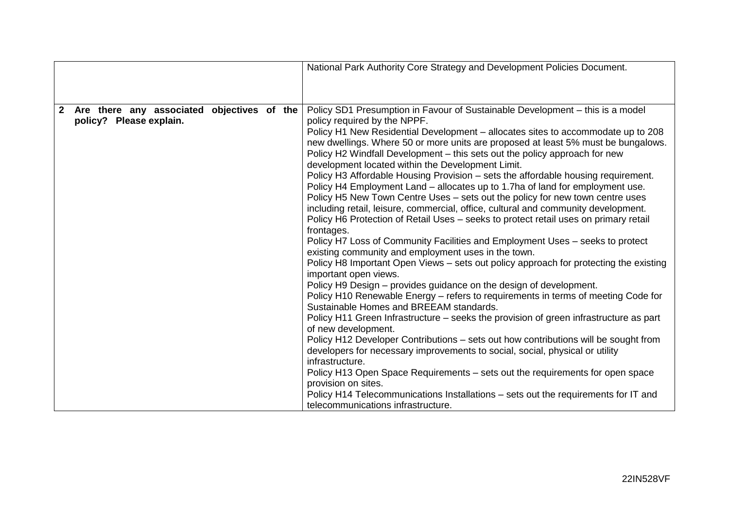| | |
|---|---|
| | National Park Authority Core Strategy and Development Policies Document. |
| **2 Are there any associated objectives of the policy? Please explain.** | Policy SD1 Presumption in Favour of Sustainable Development – this is a model policy required by the NPPF.<br>Policy H1 New Residential Development – allocates sites to accommodate up to 208 new dwellings. Where 50 or more units are proposed at least 5% must be bungalows.<br>Policy H2 Windfall Development – this sets out the policy approach for new development located within the Development Limit.<br>Policy H3 Affordable Housing Provision – sets the affordable housing requirement.<br>Policy H4 Employment Land – allocates up to 1.7ha of land for employment use.<br>Policy H5 New Town Centre Uses – sets out the policy for new town centre uses including retail, leisure, commercial, office, cultural and community development.<br>Policy H6 Protection of Retail Uses – seeks to protect retail uses on primary retail frontages.<br>Policy H7 Loss of Community Facilities and Employment Uses – seeks to protect existing community and employment uses in the town.<br>Policy H8 Important Open Views – sets out policy approach for protecting the existing important open views.<br>Policy H9 Design – provides guidance on the design of development.<br>Policy H10 Renewable Energy – refers to requirements in terms of meeting Code for Sustainable Homes and BREEAM standards.<br>Policy H11 Green Infrastructure – seeks the provision of green infrastructure as part of new development.<br>Policy H12 Developer Contributions – sets out how contributions will be sought from developers for necessary improvements to social, social, physical or utility infrastructure.<br>Policy H13 Open Space Requirements – sets out the requirements for open space provision on sites.<br>Policy H14 Telecommunications Installations – sets out the requirements for IT and telecommunications infrastructure. |

22IN528VF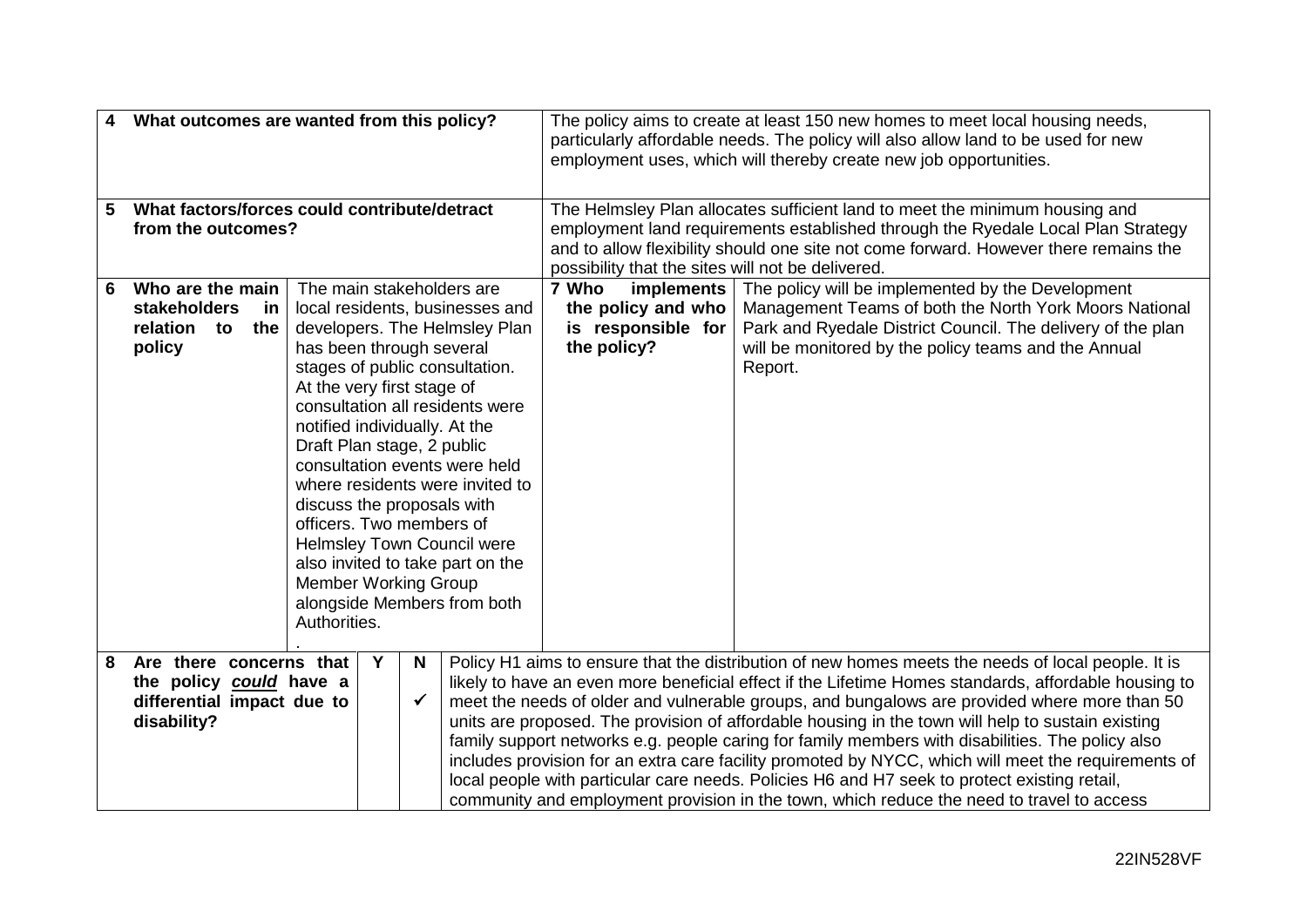| | | |
|---|---|---|
| **4** | **What outcomes are wanted from this policy?** | The policy aims to create at least 150 new homes to meet local housing needs, particularly affordable needs. The policy will also allow land to be used for new employment uses, which will thereby create new job opportunities. |
| **5** | **What factors/forces could contribute/detract from the outcomes?** | The Helmsley Plan allocates sufficient land to meet the minimum housing and employment land requirements established through the Ryedale Local Plan Strategy and to allow flexibility should one site not come forward. However there remains the possibility that the sites will not be delivered. |

| | | | | |
|---|---|---|---|---|
| **6** | **Who are the main stakeholders in relation to the policy** | The main stakeholders are local residents, businesses and developers. The Helmsley Plan has been through several stages of public consultation. At the very first stage of consultation all residents were notified individually. At the Draft Plan stage, 2 public consultation events were held where residents were invited to discuss the proposals with officers. Two members of Helmsley Town Council were also invited to take part on the Member Working Group alongside Members from both Authorities. . | **7 Who implements the policy and who is responsible for the policy?** | The policy will be implemented by the Development Management Teams of both the North York Moors National Park and Ryedale District Council. The delivery of the plan will be monitored by the policy teams and the Annual Report. |

| | | Y | N | |
|---|---|---|---|---|
| **8** | **Are there concerns that the policy *could* have a differential impact due to disability?** | | ✓ | Policy H1 aims to ensure that the distribution of new homes meets the needs of local people. It is likely to have an even more beneficial effect if the Lifetime Homes standards, affordable housing to meet the needs of older and vulnerable groups, and bungalows are provided where more than 50 units are proposed. The provision of affordable housing in the town will help to sustain existing family support networks e.g. people caring for family members with disabilities. The policy also includes provision for an extra care facility promoted by NYCC, which will meet the requirements of local people with particular care needs. Policies H6 and H7 seek to protect existing retail, community and employment provision in the town, which reduce the need to travel to access |

22IN528VF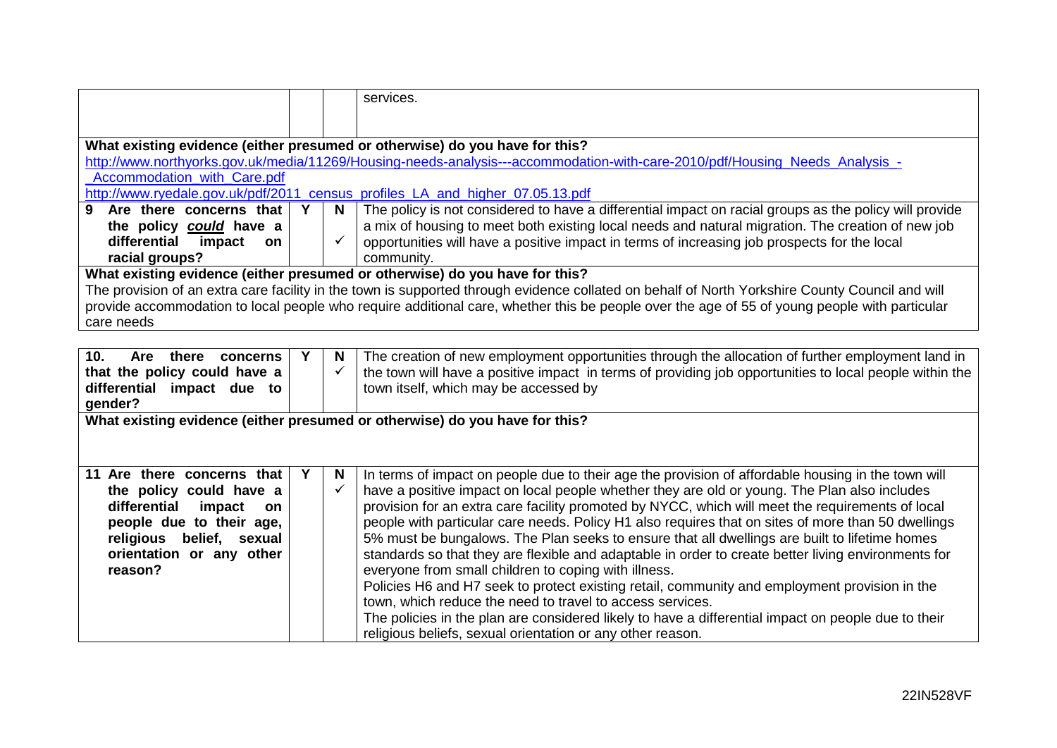| | | | |
|---|---|---|---|
| | | | services. |

**What existing evidence (either presumed or otherwise) do you have for this?**

http://www.northyorks.gov.uk/media/11269/Housing-needs-analysis---accommodation-with-care-2010/pdf/Housing_Needs_Analysis_-_Accommodation_with_Care.pdf

http://www.ryedale.gov.uk/pdf/2011_census_profiles_LA_and_higher_07.05.13.pdf

| | Y | N | |
|---|---|---|---|
| **9 Are there concerns that the policy *could* have a differential impact on racial groups?** | | ✓ | The policy is not considered to have a differential impact on racial groups as the policy will provide a mix of housing to meet both existing local needs and natural migration. The creation of new job opportunities will have a positive impact in terms of increasing job prospects for the local community. |

**What existing evidence (either presumed or otherwise) do you have for this?**

The provision of an extra care facility in the town is supported through evidence collated on behalf of North Yorkshire County Council and will provide accommodation to local people who require additional care, whether this be people over the age of 55 of young people with particular care needs

| | Y | N | |
|---|---|---|---|
| **10. Are there concerns that the policy could have a differential impact due to gender?** | | ✓ | The creation of new employment opportunities through the allocation of further employment land in the town will have a positive impact in terms of providing job opportunities to local people within the town itself, which may be accessed by |

**What existing evidence (either presumed or otherwise) do you have for this?**

| | Y | N | |
|---|---|---|---|
| **11 Are there concerns that the policy could have a differential impact on people due to their age, religious belief, sexual orientation or any other reason?** | | ✓ | In terms of impact on people due to their age the provision of affordable housing in the town will have a positive impact on local people whether they are old or young. The Plan also includes provision for an extra care facility promoted by NYCC, which will meet the requirements of local people with particular care needs. Policy H1 also requires that on sites of more than 50 dwellings 5% must be bungalows. The Plan seeks to ensure that all dwellings are built to lifetime homes standards so that they are flexible and adaptable in order to create better living environments for everyone from small children to coping with illness.<br>Policies H6 and H7 seek to protect existing retail, community and employment provision in the town, which reduce the need to travel to access services.<br>The policies in the plan are considered likely to have a differential impact on people due to their religious beliefs, sexual orientation or any other reason. |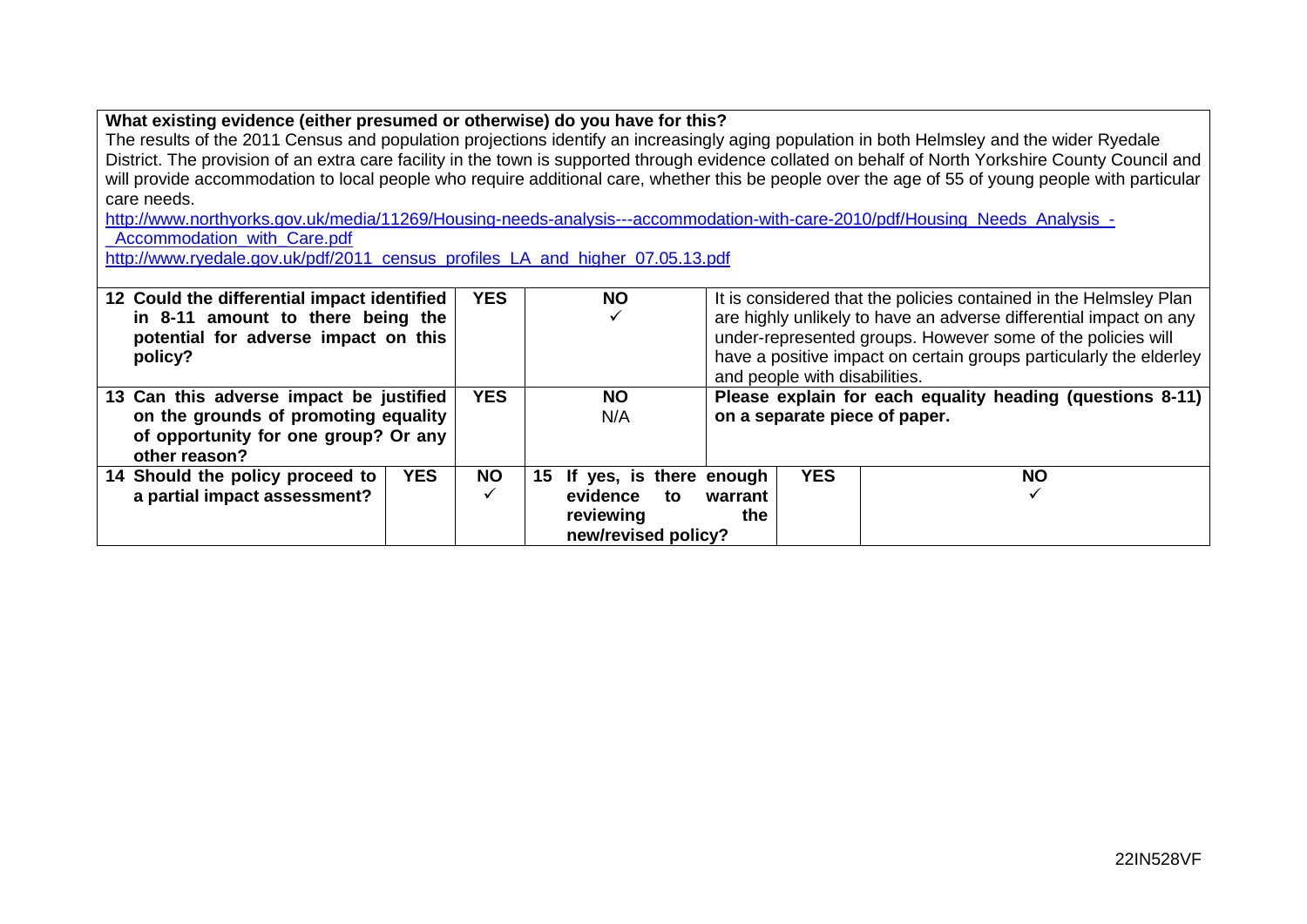**What existing evidence (either presumed or otherwise) do you have for this?**

The results of the 2011 Census and population projections identify an increasingly aging population in both Helmsley and the wider Ryedale District. The provision of an extra care facility in the town is supported through evidence collated on behalf of North Yorkshire County Council and will provide accommodation to local people who require additional care, whether this be people over the age of 55 of young people with particular care needs.

http://www.northyorks.gov.uk/media/11269/Housing-needs-analysis---accommodation-with-care-2010/pdf/Housing_Needs_Analysis_-_Accommodation_with_Care.pdf

http://www.ryedale.gov.uk/pdf/2011_census_profiles_LA_and_higher_07.05.13.pdf

| | | | | | |
|---|---|---|---|---|---|
| **12 Could the differential impact identified in 8-11 amount to there being the potential for adverse impact on this policy?** | **YES** | **NO** ✓ | It is considered that the policies contained in the Helmsley Plan are highly unlikely to have an adverse differential impact on any under-represented groups. However some of the policies will have a positive impact on certain groups particularly the elderley and people with disabilities. | | |
| **13 Can this adverse impact be justified on the grounds of promoting equality of opportunity for one group? Or any other reason?** | **YES** | **NO** N/A | **Please explain for each equality heading (questions 8-11) on a separate piece of paper.** | | |
| **14 Should the policy proceed to a partial impact assessment?** | **YES** | **NO** ✓ | **15 If yes, is there enough evidence to warrant reviewing the new/revised policy?** | **YES** | **NO** ✓ |

22IN528VF